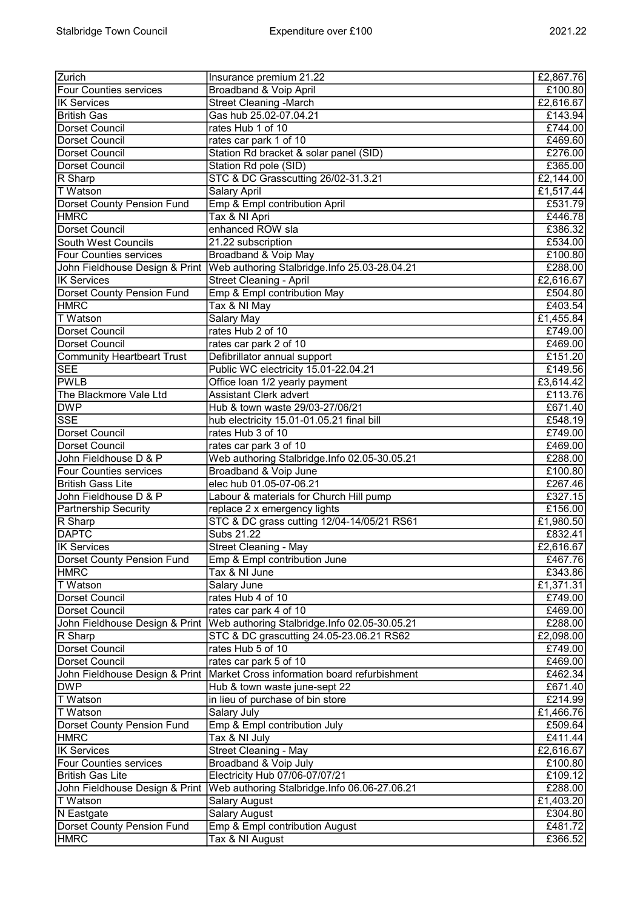| Zurich | Insurance premium 21.22 | £2,867.76 |
| --- | --- | --- |
| Four Counties services | Broadband & Voip April | £100.80 |
| IK Services | Street Cleaning -March | £2,616.67 |
| British Gas | Gas hub 25.02-07.04.21 | £143.94 |
| Dorset Council | rates Hub 1 of 10 | £744.00 |
| Dorset Council | rates car park 1 of 10 | £469.60 |
| Dorset Council | Station Rd bracket & solar panel (SID) | £276.00 |
| Dorset Council | Station Rd pole (SID) | £365.00 |
| R Sharp | STC & DC Grasscutting 26/02-31.3.21 | £2,144.00 |
| T Watson | Salary April | £1,517.44 |
| Dorset County Pension Fund | Emp & Empl contribution April | £531.79 |
| HMRC | Tax & NI Apri | £446.78 |
| Dorset Council | enhanced ROW sla | £386.32 |
| South West Councils | 21.22 subscription | £534.00 |
| Four Counties services | Broadband & Voip May | £100.80 |
| John Fieldhouse Design & Print | Web authoring Stalbridge.Info 25.03-28.04.21 | £288.00 |
| IK Services | Street Cleaning - April | £2,616.67 |
| Dorset County Pension Fund | Emp & Empl contribution May | £504.80 |
| HMRC | Tax & NI May | £403.54 |
| T Watson | Salary May | £1,455.84 |
| Dorset Council | rates Hub 2 of 10 | £749.00 |
| Dorset Council | rates car park 2 of 10 | £469.00 |
| Community Heartbeart Trust | Defibrillator annual support | £151.20 |
| SEE | Public WC electricity 15.01-22.04.21 | £149.56 |
| PWLB | Office loan 1/2 yearly payment | £3,614.42 |
| The Blackmore Vale Ltd | Assistant Clerk advert | £113.76 |
| DWP | Hub & town waste 29/03-27/06/21 | £671.40 |
| SSE | hub electricity 15.01-01.05.21 final bill | £548.19 |
| Dorset Council | rates Hub 3 of 10 | £749.00 |
| Dorset Council | rates car park 3 of 10 | £469.00 |
| John Fieldhouse D & P | Web authoring Stalbridge.Info 02.05-30.05.21 | £288.00 |
| Four Counties services | Broadband & Voip June | £100.80 |
| British Gass Lite | elec hub 01.05-07-06.21 | £267.46 |
| John Fieldhouse D & P | Labour & materials for Church Hill pump | £327.15 |
| Partnership Security | replace 2 x emergency lights | £156.00 |
| R Sharp | STC & DC grass cutting 12/04-14/05/21 RS61 | £1,980.50 |
| DAPTC | Subs 21.22 | £832.41 |
| IK Services | Street Cleaning - May | £2,616.67 |
| Dorset County Pension Fund | Emp & Empl contribution June | £467.76 |
| HMRC | Tax & NI June | £343.86 |
| T Watson | Salary June | £1,371.31 |
| Dorset Council | rates Hub 4 of 10 | £749.00 |
| Dorset Council | rates car park 4 of 10 | £469.00 |
| John Fieldhouse Design & Print | Web authoring Stalbridge.Info 02.05-30.05.21 | £288.00 |
| R Sharp | STC & DC grascutting 24.05-23.06.21 RS62 | £2,098.00 |
| Dorset Council | rates Hub 5 of 10 | £749.00 |
| Dorset Council | rates car park 5 of 10 | £469.00 |
| John Fieldhouse Design & Print | Market Cross information board refurbishment | £462.34 |
| DWP | Hub & town waste june-sept 22 | £671.40 |
| T Watson | in lieu of purchase of bin store | £214.99 |
| T Watson | Salary July | £1,466.76 |
| Dorset County Pension Fund | Emp & Empl contribution July | £509.64 |
| HMRC | Tax & NI July | £411.44 |
| IK Services | Street Cleaning - May | £2,616.67 |
| Four Counties services | Broadband & Voip July | £100.80 |
| British Gas Lite | Electricity Hub 07/06-07/07/21 | £109.12 |
| John Fieldhouse Design & Print | Web authoring Stalbridge.Info 06.06-27.06.21 | £288.00 |
| T Watson | Salary August | £1,403.20 |
| N Eastgate | Salary August | £304.80 |
| Dorset County Pension Fund | Emp & Empl contribution August | £481.72 |
| HMRC | Tax & NI August | £366.52 |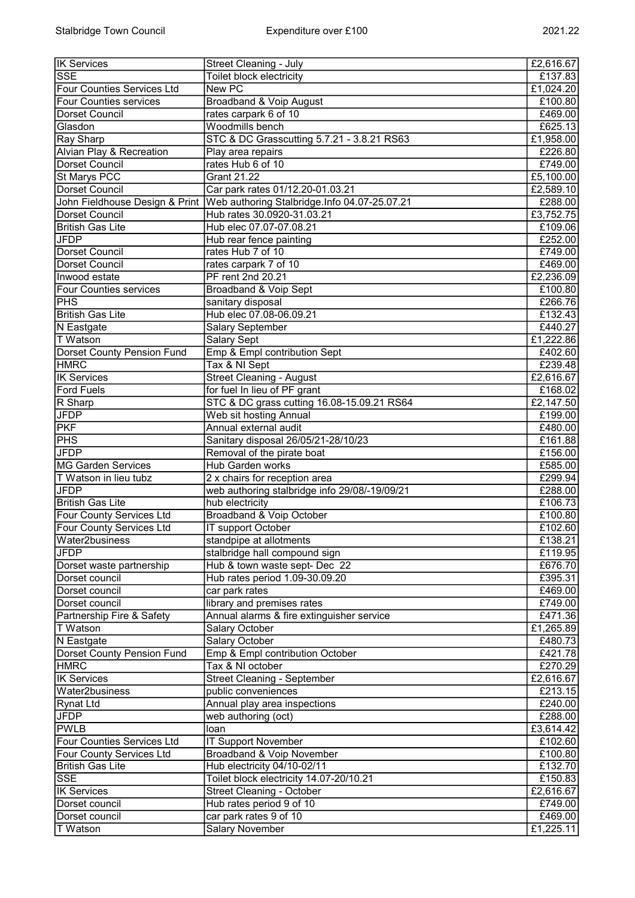| IK Services | Street Cleaning - July | £2,616.67 |
|---|---|---|
| SSE | Toilet block electricity | £137.83 |
| Four Counties Services Ltd | New PC | £1,024.20 |
| Four Counties services | Broadband & Voip August | £100.80 |
| Dorset Council | rates carpark 6 of 10 | £469.00 |
| Glasdon | Woodmills bench | £625.13 |
| Ray Sharp | STC & DC Grasscutting 5.7.21 - 3.8.21 RS63 | £1,958.00 |
| Alvian Play & Recreation | Play area repairs | £226.80 |
| Dorset Council | rates Hub 6 of 10 | £749.00 |
| St Marys PCC | Grant 21.22 | £5,100.00 |
| Dorset Council | Car park rates 01/12.20-01.03.21 | £2,589.10 |
| John Fieldhouse Design & Print | Web authoring Stalbridge.Info 04.07-25.07.21 | £288.00 |
| Dorset Council | Hub rates 30.0920-31.03.21 | £3,752.75 |
| British Gas Lite | Hub elec 07.07-07.08.21 | £109.06 |
| JFDP | Hub rear fence painting | £252.00 |
| Dorset Council | rates Hub 7 of 10 | £749.00 |
| Dorset Council | rates carpark 7 of 10 | £469.00 |
| Inwood estate | PF rent 2nd 20.21 | £2,236.09 |
| Four Counties services | Broadband & Voip Sept | £100.80 |
| PHS | sanitary disposal | £266.76 |
| British Gas Lite | Hub elec 07.08-06.09.21 | £132.43 |
| N Eastgate | Salary September | £440.27 |
| T Watson | Salary Sept | £1,222.86 |
| Dorset County Pension Fund | Emp & Empl contribution Sept | £402.60 |
| HMRC | Tax & NI Sept | £239.48 |
| IK Services | Street Cleaning - August | £2,616.67 |
| Ford Fuels | for fuel In lieu of PF grant | £168.02 |
| R Sharp | STC & DC grass cutting 16.08-15.09.21 RS64 | £2,147.50 |
| JFDP | Web sit hosting Annual | £199.00 |
| PKF | Annual external audit | £480.00 |
| PHS | Sanitary disposal 26/05/21-28/10/23 | £161.88 |
| JFDP | Removal of the pirate boat | £156.00 |
| MG Garden Services | Hub Garden works | £585.00 |
| T Watson in lieu tubz | 2 x chairs for reception area | £299.94 |
| JFDP | web authoring stalbridge info 29/08/-19/09/21 | £288.00 |
| British Gas Lite | hub electricity | £106.73 |
| Four County Services Ltd | Broadband & Voip October | £100.80 |
| Four County Services Ltd | IT support October | £102.60 |
| Water2business | standpipe at allotments | £138.21 |
| JFDP | stalbridge hall compound sign | £119.95 |
| Dorset waste partnership | Hub & town waste sept- Dec 22 | £676.70 |
| Dorset council | Hub rates period 1.09-30.09.20 | £395.31 |
| Dorset council | car park rates | £469.00 |
| Dorset council | library and premises rates | £749.00 |
| Partnership Fire & Safety | Annual alarms & fire extinguisher service | £471.36 |
| T Watson | Salary October | £1,265.89 |
| N Eastgate | Salary October | £480.73 |
| Dorset County Pension Fund | Emp & Empl contribution October | £421.78 |
| HMRC | Tax & NI october | £270.29 |
| IK Services | Street Cleaning - September | £2,616.67 |
| Water2business | public conveniences | £213.15 |
| Rynat Ltd | Annual play area inspections | £240.00 |
| JFDP | web authoring (oct) | £288.00 |
| PWLB | loan | £3,614.42 |
| Four Counties Services Ltd | IT Support November | £102.60 |
| Four County Services Ltd | Broadband & Voip November | £100.80 |
| British Gas Lite | Hub electricity 04/10-02/11 | £132.70 |
| SSE | Toilet block electricity 14.07-20/10.21 | £150.83 |
| IK Services | Street Cleaning - October | £2,616.67 |
| Dorset council | Hub rates period 9 of 10 | £749.00 |
| Dorset council | car park rates 9 of 10 | £469.00 |
| T Watson | Salary November | £1,225.11 |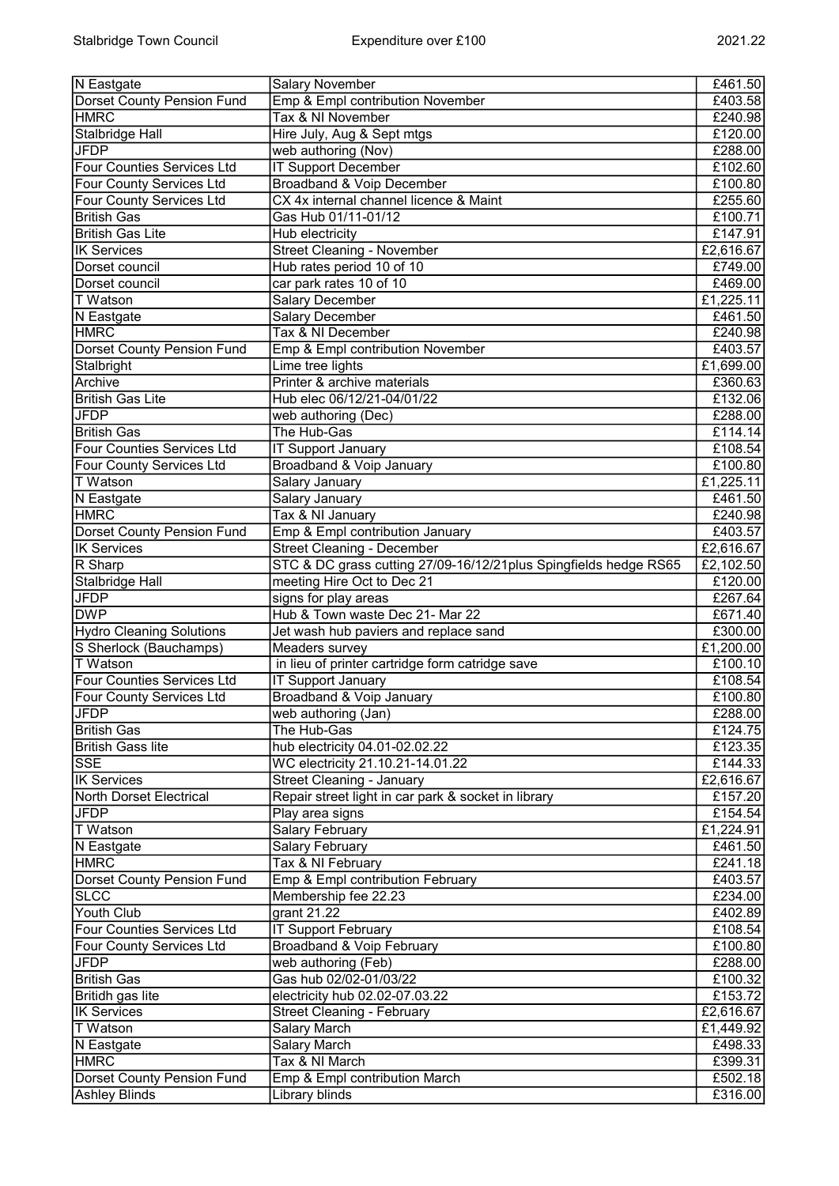| N Eastgate | Salary November | £461.50 |
|---|---|---|
| Dorset County Pension Fund | Emp & Empl contribution November | £403.58 |
| HMRC | Tax & NI November | £240.98 |
| Stalbridge Hall | Hire July, Aug & Sept mtgs | £120.00 |
| JFDP | web authoring (Nov) | £288.00 |
| Four Counties Services Ltd | IT Support December | £102.60 |
| Four County Services Ltd | Broadband & Voip December | £100.80 |
| Four County Services Ltd | CX 4x internal channel licence & Maint | £255.60 |
| British Gas | Gas Hub 01/11-01/12 | £100.71 |
| British Gas Lite | Hub electricity | £147.91 |
| IK Services | Street Cleaning - November | £2,616.67 |
| Dorset council | Hub rates period 10 of 10 | £749.00 |
| Dorset council | car park rates 10 of 10 | £469.00 |
| T Watson | Salary December | £1,225.11 |
| N Eastgate | Salary December | £461.50 |
| HMRC | Tax & NI December | £240.98 |
| Dorset County Pension Fund | Emp & Empl contribution November | £403.57 |
| Stalbright | Lime tree lights | £1,699.00 |
| Archive | Printer & archive materials | £360.63 |
| British Gas Lite | Hub elec 06/12/21-04/01/22 | £132.06 |
| JFDP | web authoring (Dec) | £288.00 |
| British Gas | The Hub-Gas | £114.14 |
| Four Counties Services Ltd | IT Support January | £108.54 |
| Four County Services Ltd | Broadband & Voip January | £100.80 |
| T Watson | Salary January | £1,225.11 |
| N Eastgate | Salary January | £461.50 |
| HMRC | Tax & NI January | £240.98 |
| Dorset County Pension Fund | Emp & Empl contribution January | £403.57 |
| IK Services | Street Cleaning - December | £2,616.67 |
| R Sharp | STC & DC grass cutting 27/09-16/12/21plus Spingfields hedge RS65 | £2,102.50 |
| Stalbridge Hall | meeting Hire Oct to Dec 21 | £120.00 |
| JFDP | signs for play areas | £267.64 |
| DWP | Hub & Town waste Dec 21- Mar 22 | £671.40 |
| Hydro Cleaning Solutions | Jet wash hub paviers and replace sand | £300.00 |
| S Sherlock (Bauchamps) | Meaders survey | £1,200.00 |
| T Watson | in lieu of printer cartridge form catridge save | £100.10 |
| Four Counties Services Ltd | IT Support January | £108.54 |
| Four County Services Ltd | Broadband & Voip January | £100.80 |
| JFDP | web authoring (Jan) | £288.00 |
| British Gas | The Hub-Gas | £124.75 |
| British Gass lite | hub electricity 04.01-02.02.22 | £123.35 |
| SSE | WC electricity 21.10.21-14.01.22 | £144.33 |
| IK Services | Street Cleaning - January | £2,616.67 |
| North Dorset Electrical | Repair street light in car park & socket in library | £157.20 |
| JFDP | Play area signs | £154.54 |
| T Watson | Salary February | £1,224.91 |
| N Eastgate | Salary February | £461.50 |
| HMRC | Tax & NI February | £241.18 |
| Dorset County Pension Fund | Emp & Empl contribution February | £403.57 |
| SLCC | Membership fee 22.23 | £234.00 |
| Youth Club | grant 21.22 | £402.89 |
| Four Counties Services Ltd | IT Support February | £108.54 |
| Four County Services Ltd | Broadband & Voip February | £100.80 |
| JFDP | web authoring (Feb) | £288.00 |
| British Gas | Gas hub 02/02-01/03/22 | £100.32 |
| Britidh gas lite | electricity hub 02.02-07.03.22 | £153.72 |
| IK Services | Street Cleaning - February | £2,616.67 |
| T Watson | Salary March | £1,449.92 |
| N Eastgate | Salary March | £498.33 |
| HMRC | Tax & NI March | £399.31 |
| Dorset County Pension Fund | Emp & Empl contribution March | £502.18 |
| Ashley Blinds | Library blinds | £316.00 |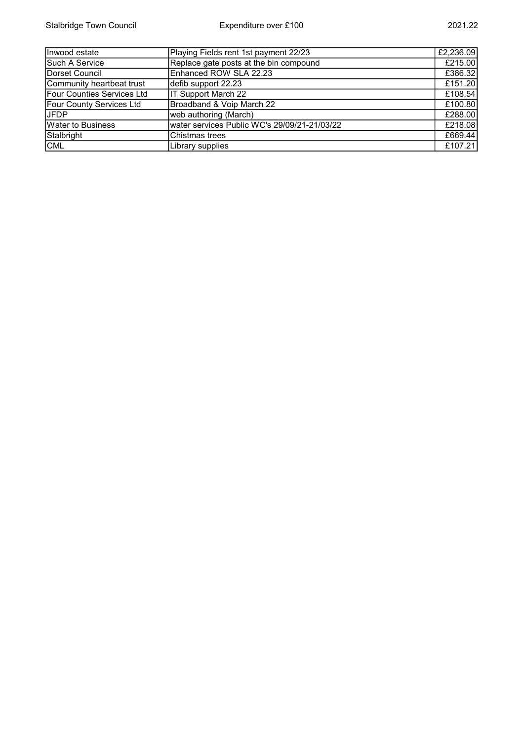| | | |
|---|---|---|
| Inwood estate | Playing Fields rent 1st payment 22/23 | £2,236.09 |
| Such A Service | Replace gate posts at the bin compound | £215.00 |
| Dorset Council | Enhanced ROW SLA 22.23 | £386.32 |
| Community heartbeat trust | defib support 22.23 | £151.20 |
| Four Counties Services Ltd | IT Support March 22 | £108.54 |
| Four County Services Ltd | Broadband & Voip March 22 | £100.80 |
| JFDP | web authoring (March) | £288.00 |
| Water to Business | water services Public WC's 29/09/21-21/03/22 | £218.08 |
| Stalbright | Chistmas trees | £669.44 |
| CML | Library supplies | £107.21 |